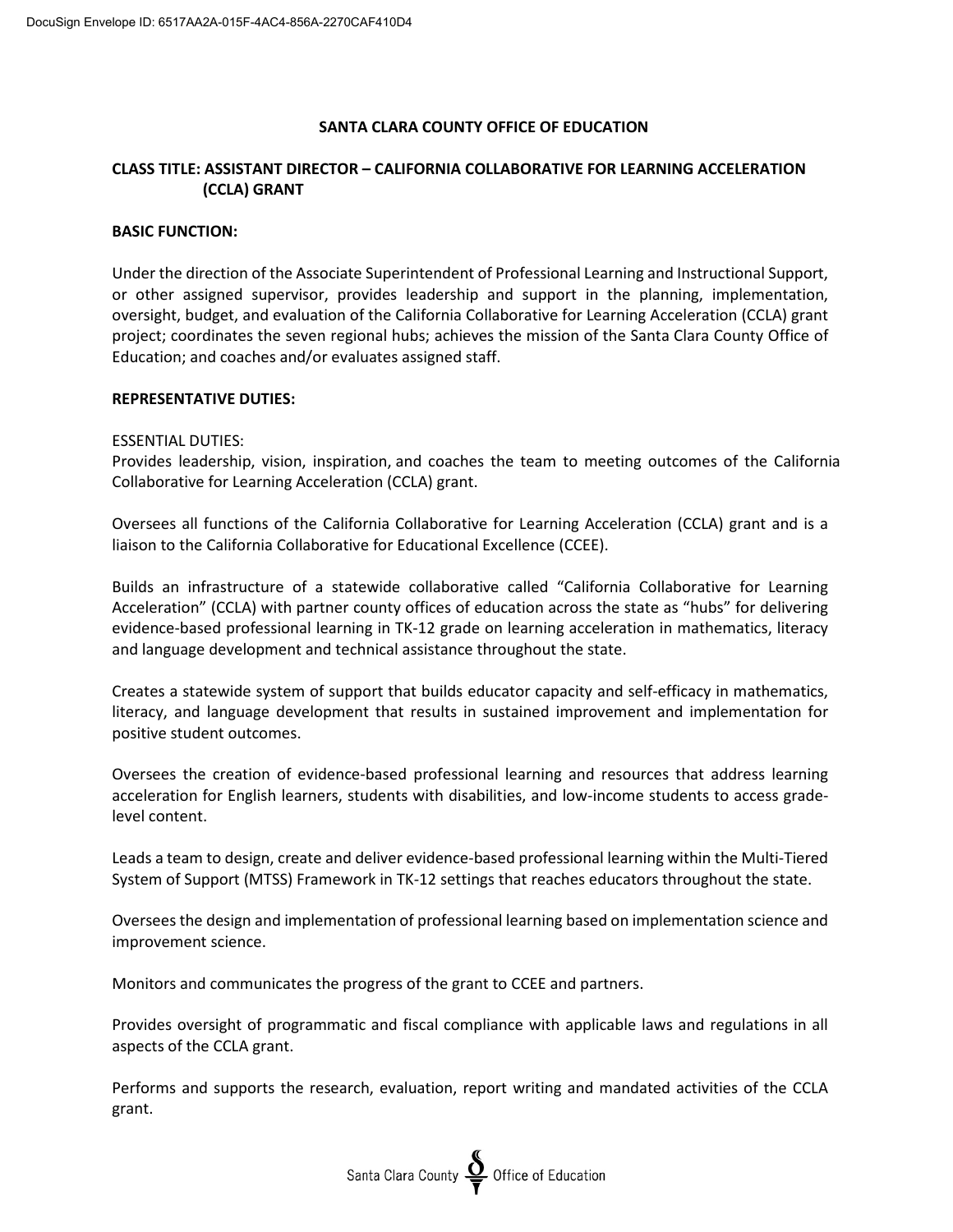# SANTA CLARA COUNTY OFFICE OF EDUCATION

## CLASS TITLE: ASSISTANT DIRECTOR – CALIFORNIA COLLABORATIVE FOR LEARNING ACCELERATION (CCLA) GRANT

**BASIC FUNCTION:**

Under the direction of the Associate Superintendent of Professional Learning and Instructional Support, or other assigned supervisor, provides leadership and support in the planning, implementation, oversight, budget, and evaluation of the California Collaborative for Learning Acceleration (CCLA) grant project; coordinates the seven regional hubs; achieves the mission of the Santa Clara County Office of Education; and coaches and/or evaluates assigned staff.

**REPRESENTATIVE DUTIES:**

ESSENTIAL DUTIES:

Provides leadership, vision, inspiration, and coaches the team to meeting outcomes of the California Collaborative for Learning Acceleration (CCLA) grant.

Oversees all functions of the California Collaborative for Learning Acceleration (CCLA) grant and is a liaison to the California Collaborative for Educational Excellence (CCEE).

Builds an infrastructure of a statewide collaborative called "California Collaborative for Learning Acceleration" (CCLA) with partner county offices of education across the state as "hubs" for delivering evidence-based professional learning in TK-12 grade on learning acceleration in mathematics, literacy and language development and technical assistance throughout the state.

Creates a statewide system of support that builds educator capacity and self-efficacy in mathematics, literacy, and language development that results in sustained improvement and implementation for positive student outcomes.

Oversees the creation of evidence-based professional learning and resources that address learning acceleration for English learners, students with disabilities, and low-income students to access grade-level content.

Leads a team to design, create and deliver evidence-based professional learning within the Multi-Tiered System of Support (MTSS) Framework in TK-12 settings that reaches educators throughout the state.

Oversees the design and implementation of professional learning based on implementation science and improvement science.

Monitors and communicates the progress of the grant to CCEE and partners.

Provides oversight of programmatic and fiscal compliance with applicable laws and regulations in all aspects of the CCLA grant.

Performs and supports the research, evaluation, report writing and mandated activities of the CCLA grant.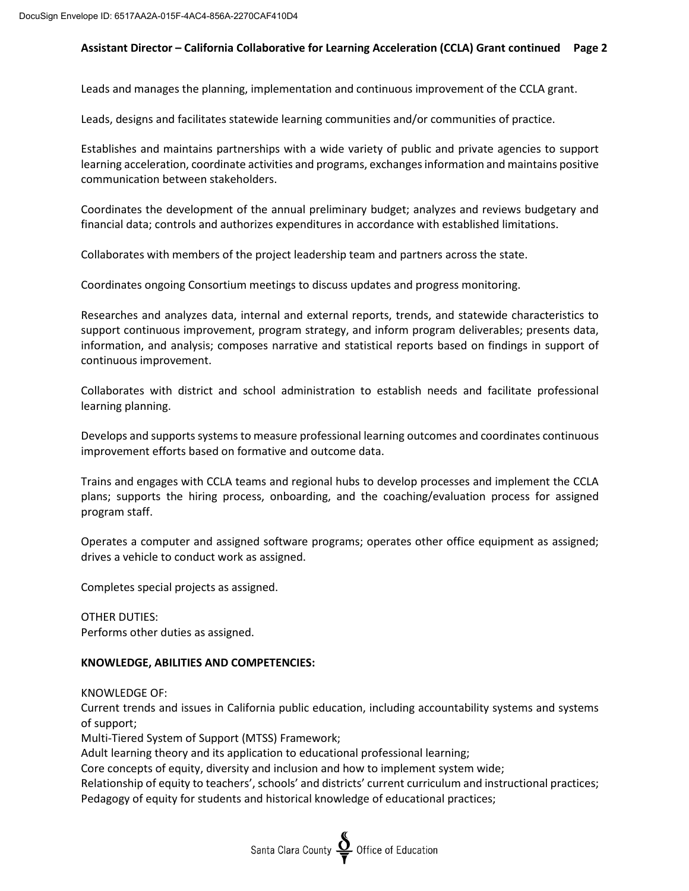Leads and manages the planning, implementation and continuous improvement of the CCLA grant.

Leads, designs and facilitates statewide learning communities and/or communities of practice.

Establishes and maintains partnerships with a wide variety of public and private agencies to support learning acceleration, coordinate activities and programs, exchanges information and maintains positive communication between stakeholders.

Coordinates the development of the annual preliminary budget; analyzes and reviews budgetary and financial data; controls and authorizes expenditures in accordance with established limitations.

Collaborates with members of the project leadership team and partners across the state.

Coordinates ongoing Consortium meetings to discuss updates and progress monitoring.

Researches and analyzes data, internal and external reports, trends, and statewide characteristics to support continuous improvement, program strategy, and inform program deliverables; presents data, information, and analysis; composes narrative and statistical reports based on findings in support of continuous improvement.

Collaborates with district and school administration to establish needs and facilitate professional learning planning.

Develops and supports systems to measure professional learning outcomes and coordinates continuous improvement efforts based on formative and outcome data.

Trains and engages with CCLA teams and regional hubs to develop processes and implement the CCLA plans; supports the hiring process, onboarding, and the coaching/evaluation process for assigned program staff.

Operates a computer and assigned software programs; operates other office equipment as assigned; drives a vehicle to conduct work as assigned.

Completes special projects as assigned.

OTHER DUTIES:
Performs other duties as assigned.

**KNOWLEDGE, ABILITIES AND COMPETENCIES:**

KNOWLEDGE OF:
Current trends and issues in California public education, including accountability systems and systems of support;
Multi-Tiered System of Support (MTSS) Framework;
Adult learning theory and its application to educational professional learning;
Core concepts of equity, diversity and inclusion and how to implement system wide;
Relationship of equity to teachers', schools' and districts' current curriculum and instructional practices;
Pedagogy of equity for students and historical knowledge of educational practices;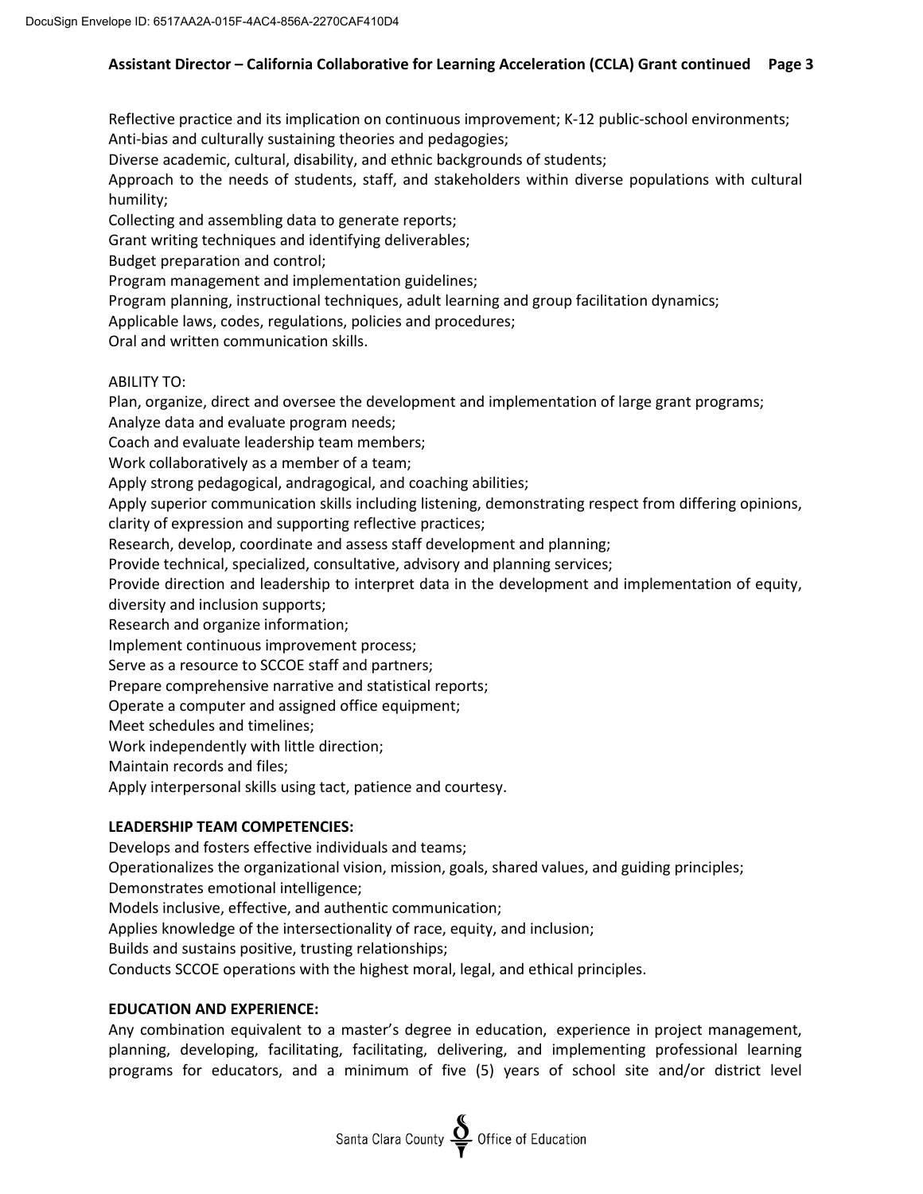Reflective practice and its implication on continuous improvement; K-12 public-school environments;
Anti-bias and culturally sustaining theories and pedagogies;
Diverse academic, cultural, disability, and ethnic backgrounds of students;
Approach to the needs of students, staff, and stakeholders within diverse populations with cultural humility;
Collecting and assembling data to generate reports;
Grant writing techniques and identifying deliverables;
Budget preparation and control;
Program management and implementation guidelines;
Program planning, instructional techniques, adult learning and group facilitation dynamics;
Applicable laws, codes, regulations, policies and procedures;
Oral and written communication skills.

ABILITY TO:
Plan, organize, direct and oversee the development and implementation of large grant programs;
Analyze data and evaluate program needs;
Coach and evaluate leadership team members;
Work collaboratively as a member of a team;
Apply strong pedagogical, andragogical, and coaching abilities;
Apply superior communication skills including listening, demonstrating respect from differing opinions, clarity of expression and supporting reflective practices;
Research, develop, coordinate and assess staff development and planning;
Provide technical, specialized, consultative, advisory and planning services;
Provide direction and leadership to interpret data in the development and implementation of equity, diversity and inclusion supports;
Research and organize information;
Implement continuous improvement process;
Serve as a resource to SCCOE staff and partners;
Prepare comprehensive narrative and statistical reports;
Operate a computer and assigned office equipment;
Meet schedules and timelines;
Work independently with little direction;
Maintain records and files;
Apply interpersonal skills using tact, patience and courtesy.

**LEADERSHIP TEAM COMPETENCIES:**
Develops and fosters effective individuals and teams;
Operationalizes the organizational vision, mission, goals, shared values, and guiding principles;
Demonstrates emotional intelligence;
Models inclusive, effective, and authentic communication;
Applies knowledge of the intersectionality of race, equity, and inclusion;
Builds and sustains positive, trusting relationships;
Conducts SCCOE operations with the highest moral, legal, and ethical principles.

**EDUCATION AND EXPERIENCE:**
Any combination equivalent to a master's degree in education, experience in project management, planning, developing, facilitating, facilitating, delivering, and implementing professional learning programs for educators, and a minimum of five (5) years of school site and/or district level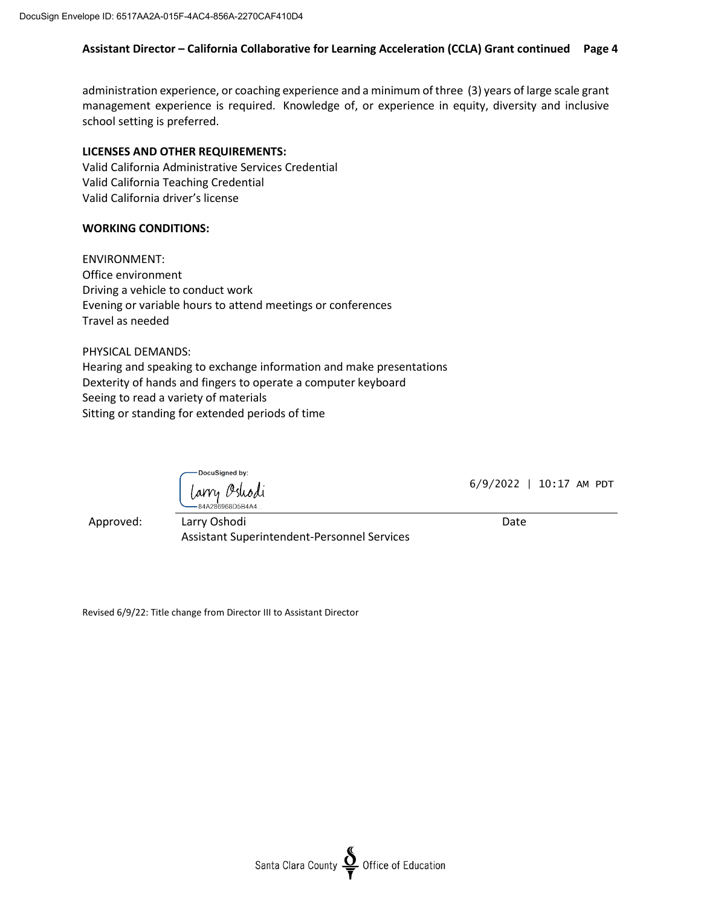administration experience, or coaching experience and a minimum of three (3) years of large scale grant management experience is required. Knowledge of, or experience in equity, diversity and inclusive school setting is preferred.

**LICENSES AND OTHER REQUIREMENTS:**

Valid California Administrative Services Credential
Valid California Teaching Credential
Valid California driver's license

**WORKING CONDITIONS:**

ENVIRONMENT:
Office environment
Driving a vehicle to conduct work
Evening or variable hours to attend meetings or conferences
Travel as needed

PHYSICAL DEMANDS:
Hearing and speaking to exchange information and make presentations
Dexterity of hands and fingers to operate a computer keyboard
Seeing to read a variety of materials
Sitting or standing for extended periods of time

DocuSigned by:
Larry Oshodi
84A286968D5B4A4

6/9/2022 | 10:17 AM PDT

Approved: Larry Oshodi — Date
Assistant Superintendent-Personnel Services

Revised 6/9/22: Title change from Director III to Assistant Director